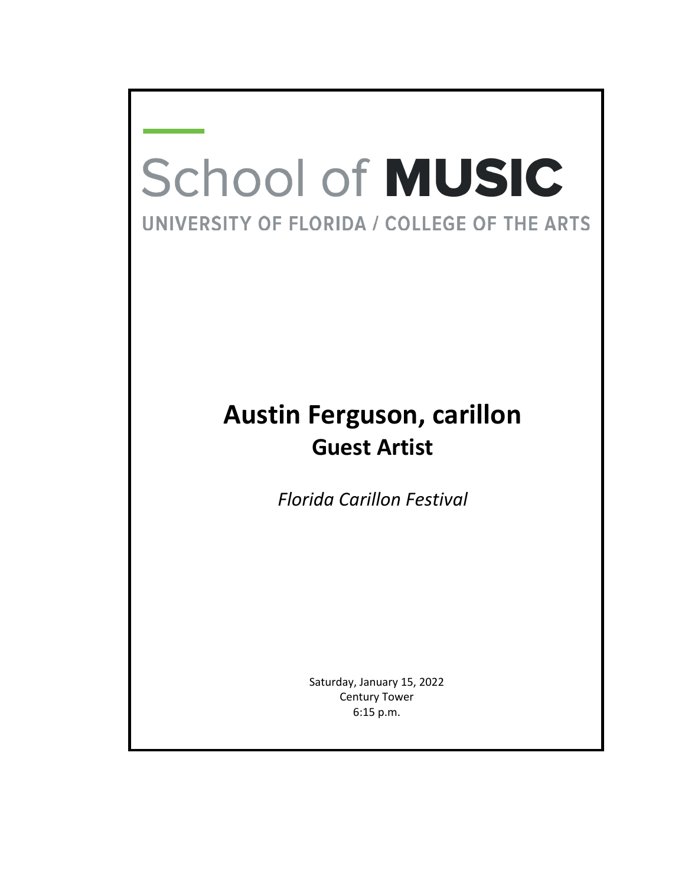# School of **MUSIC**

UNIVERSITY OF FLORIDA / COLLEGE OF THE ARTS

## Austin Ferguson, carillon

### Guest Artist

*Florida Carillon Festival*

Saturday, January 15, 2022
Century Tower
6:15 p.m.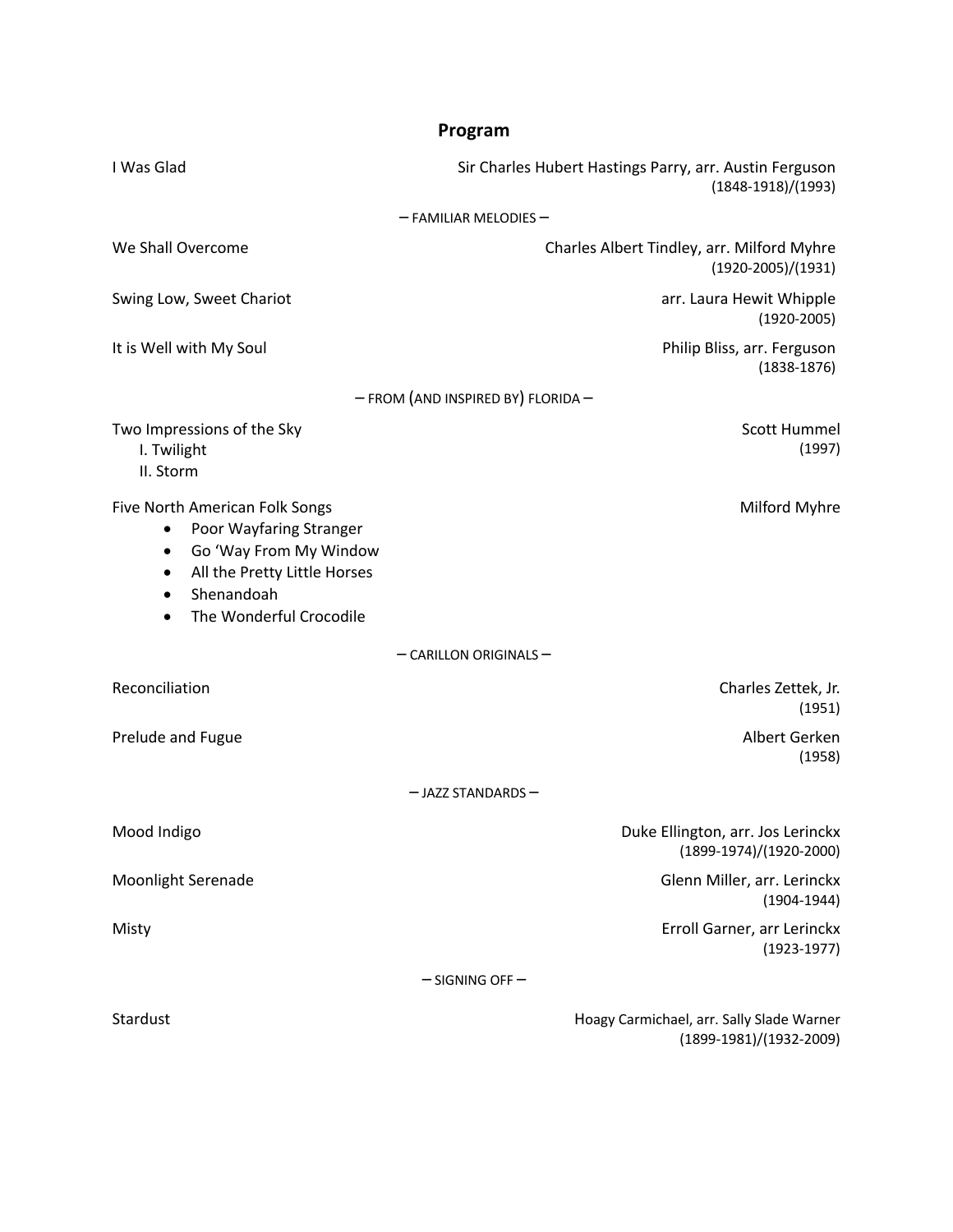## Program

I Was Glad — Sir Charles Hubert Hastings Parry, arr. Austin Ferguson
(1848-1918)/(1993)

– FAMILIAR MELODIES –

We Shall Overcome — Charles Albert Tindley, arr. Milford Myhre
(1920-2005)/(1931)

Swing Low, Sweet Chariot — arr. Laura Hewit Whipple
(1920-2005)

It is Well with My Soul — Philip Bliss, arr. Ferguson
(1838-1876)

– FROM (AND INSPIRED BY) FLORIDA –

Two Impressions of the Sky — Scott Hummel
(1997)
I. Twilight
II. Storm

Five North American Folk Songs — Milford Myhre

- Poor Wayfaring Stranger
- Go 'Way From My Window
- All the Pretty Little Horses
- Shenandoah
- The Wonderful Crocodile

– CARILLON ORIGINALS –

Reconciliation — Charles Zettek, Jr.
(1951)

Prelude and Fugue — Albert Gerken
(1958)

– JAZZ STANDARDS –

Mood Indigo — Duke Ellington, arr. Jos Lerinckx
(1899-1974)/(1920-2000)

Moonlight Serenade — Glenn Miller, arr. Lerinckx
(1904-1944)

Misty — Erroll Garner, arr Lerinckx
(1923-1977)

– SIGNING OFF –

Stardust — Hoagy Carmichael, arr. Sally Slade Warner
(1899-1981)/(1932-2009)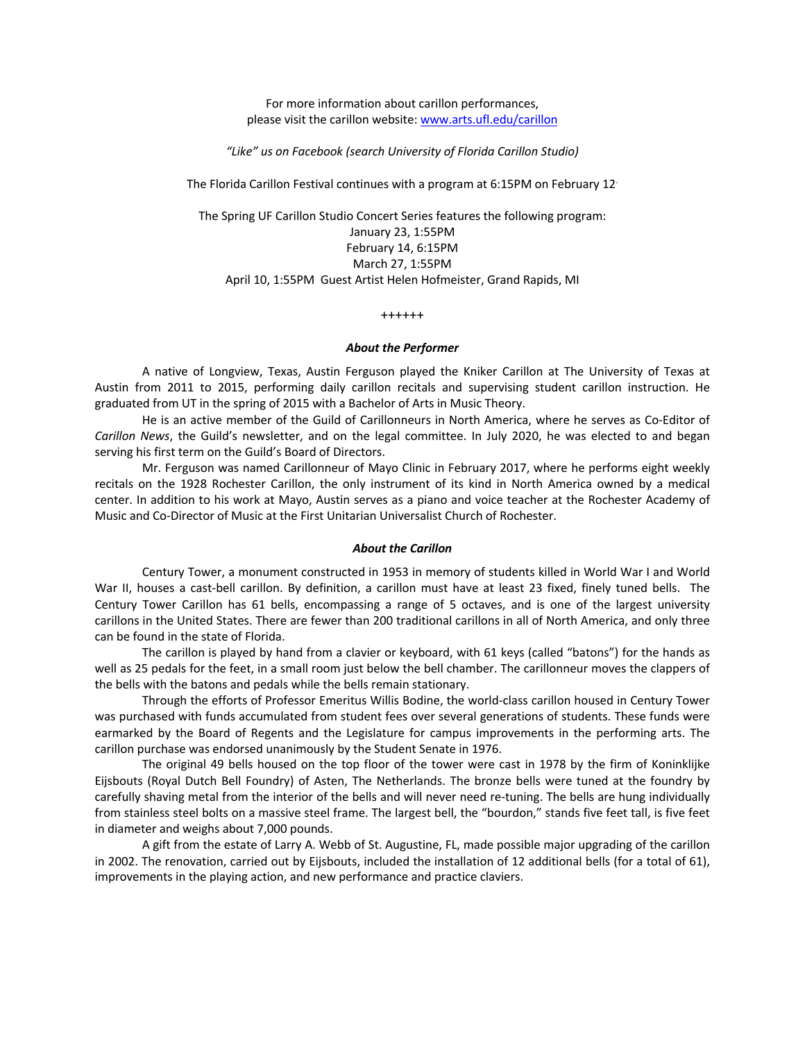For more information about carillon performances,
please visit the carillon website: [www.arts.ufl.edu/carillon](http://www.arts.ufl.edu/carillon)

*"Like" us on Facebook (search University of Florida Carillon Studio)*

The Florida Carillon Festival continues with a program at 6:15PM on February 12.

The Spring UF Carillon Studio Concert Series features the following program:
January 23, 1:55PM
February 14, 6:15PM
March 27, 1:55PM
April 10, 1:55PM Guest Artist Helen Hofmeister, Grand Rapids, MI

++++++

### *About the Performer*

A native of Longview, Texas, Austin Ferguson played the Kniker Carillon at The University of Texas at Austin from 2011 to 2015, performing daily carillon recitals and supervising student carillon instruction. He graduated from UT in the spring of 2015 with a Bachelor of Arts in Music Theory.

He is an active member of the Guild of Carillonneurs in North America, where he serves as Co-Editor of *Carillon News*, the Guild's newsletter, and on the legal committee. In July 2020, he was elected to and began serving his first term on the Guild's Board of Directors.

Mr. Ferguson was named Carillonneur of Mayo Clinic in February 2017, where he performs eight weekly recitals on the 1928 Rochester Carillon, the only instrument of its kind in North America owned by a medical center. In addition to his work at Mayo, Austin serves as a piano and voice teacher at the Rochester Academy of Music and Co-Director of Music at the First Unitarian Universalist Church of Rochester.

### *About the Carillon*

Century Tower, a monument constructed in 1953 in memory of students killed in World War I and World War II, houses a cast-bell carillon. By definition, a carillon must have at least 23 fixed, finely tuned bells. The Century Tower Carillon has 61 bells, encompassing a range of 5 octaves, and is one of the largest university carillons in the United States. There are fewer than 200 traditional carillons in all of North America, and only three can be found in the state of Florida.

The carillon is played by hand from a clavier or keyboard, with 61 keys (called "batons") for the hands as well as 25 pedals for the feet, in a small room just below the bell chamber. The carillonneur moves the clappers of the bells with the batons and pedals while the bells remain stationary.

Through the efforts of Professor Emeritus Willis Bodine, the world-class carillon housed in Century Tower was purchased with funds accumulated from student fees over several generations of students. These funds were earmarked by the Board of Regents and the Legislature for campus improvements in the performing arts. The carillon purchase was endorsed unanimously by the Student Senate in 1976.

The original 49 bells housed on the top floor of the tower were cast in 1978 by the firm of Koninklijke Eijsbouts (Royal Dutch Bell Foundry) of Asten, The Netherlands. The bronze bells were tuned at the foundry by carefully shaving metal from the interior of the bells and will never need re-tuning. The bells are hung individually from stainless steel bolts on a massive steel frame. The largest bell, the "bourdon," stands five feet tall, is five feet in diameter and weighs about 7,000 pounds.

A gift from the estate of Larry A. Webb of St. Augustine, FL, made possible major upgrading of the carillon in 2002. The renovation, carried out by Eijsbouts, included the installation of 12 additional bells (for a total of 61), improvements in the playing action, and new performance and practice claviers.